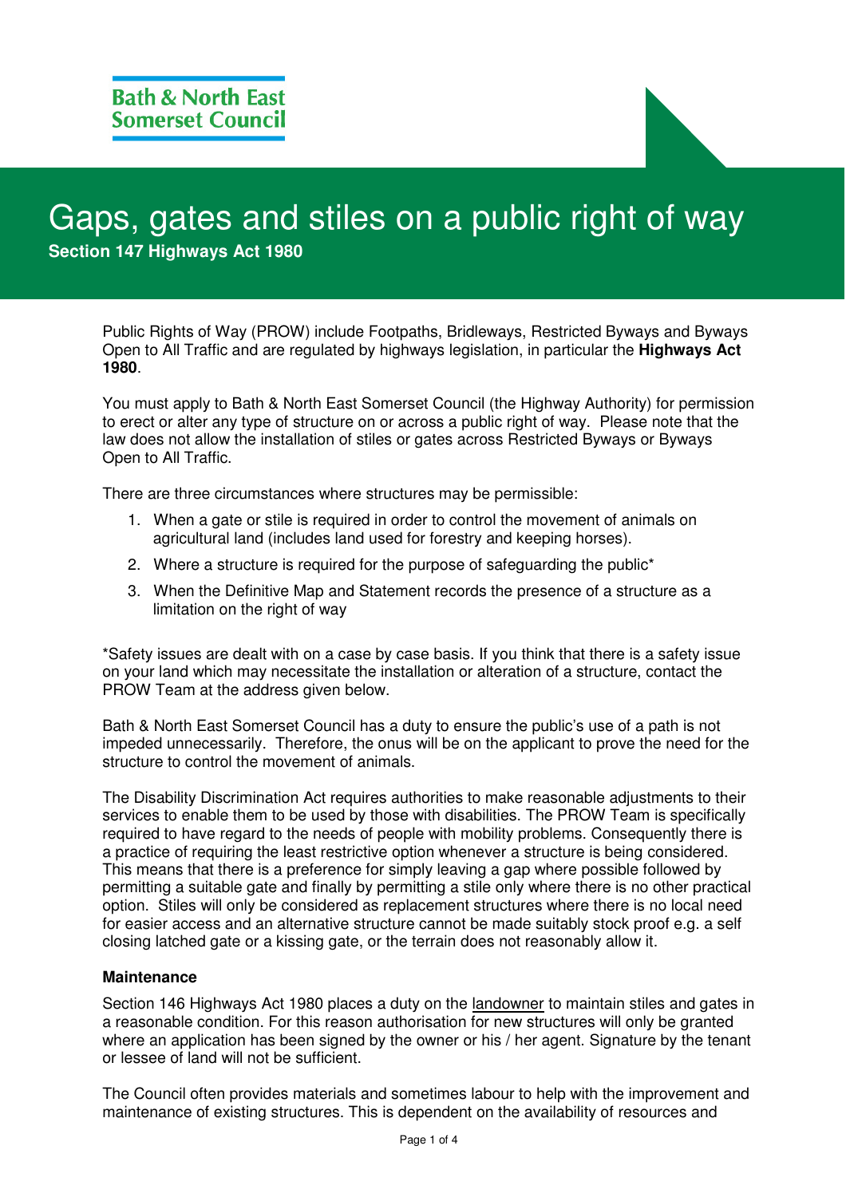Bath & North East Somerset Council

# Gaps, gates and stiles on a public right of way

**Section 147 Highways Act 1980**

Public Rights of Way (PROW) include Footpaths, Bridleways, Restricted Byways and Byways Open to All Traffic and are regulated by highways legislation, in particular the **Highways Act 1980**.

You must apply to Bath & North East Somerset Council (the Highway Authority) for permission to erect or alter any type of structure on or across a public right of way. Please note that the law does not allow the installation of stiles or gates across Restricted Byways or Byways Open to All Traffic.

There are three circumstances where structures may be permissible:

1. When a gate or stile is required in order to control the movement of animals on agricultural land (includes land used for forestry and keeping horses).
2. Where a structure is required for the purpose of safeguarding the public*
3. When the Definitive Map and Statement records the presence of a structure as a limitation on the right of way

*Safety issues are dealt with on a case by case basis. If you think that there is a safety issue on your land which may necessitate the installation or alteration of a structure, contact the PROW Team at the address given below.

Bath & North East Somerset Council has a duty to ensure the public's use of a path is not impeded unnecessarily. Therefore, the onus will be on the applicant to prove the need for the structure to control the movement of animals.

The Disability Discrimination Act requires authorities to make reasonable adjustments to their services to enable them to be used by those with disabilities. The PROW Team is specifically required to have regard to the needs of people with mobility problems. Consequently there is a practice of requiring the least restrictive option whenever a structure is being considered. This means that there is a preference for simply leaving a gap where possible followed by permitting a suitable gate and finally by permitting a stile only where there is no other practical option. Stiles will only be considered as replacement structures where there is no local need for easier access and an alternative structure cannot be made suitably stock proof e.g. a self closing latched gate or a kissing gate, or the terrain does not reasonably allow it.

### Maintenance

Section 146 Highways Act 1980 places a duty on the landowner to maintain stiles and gates in a reasonable condition. For this reason authorisation for new structures will only be granted where an application has been signed by the owner or his / her agent. Signature by the tenant or lessee of land will not be sufficient.

The Council often provides materials and sometimes labour to help with the improvement and maintenance of existing structures. This is dependent on the availability of resources and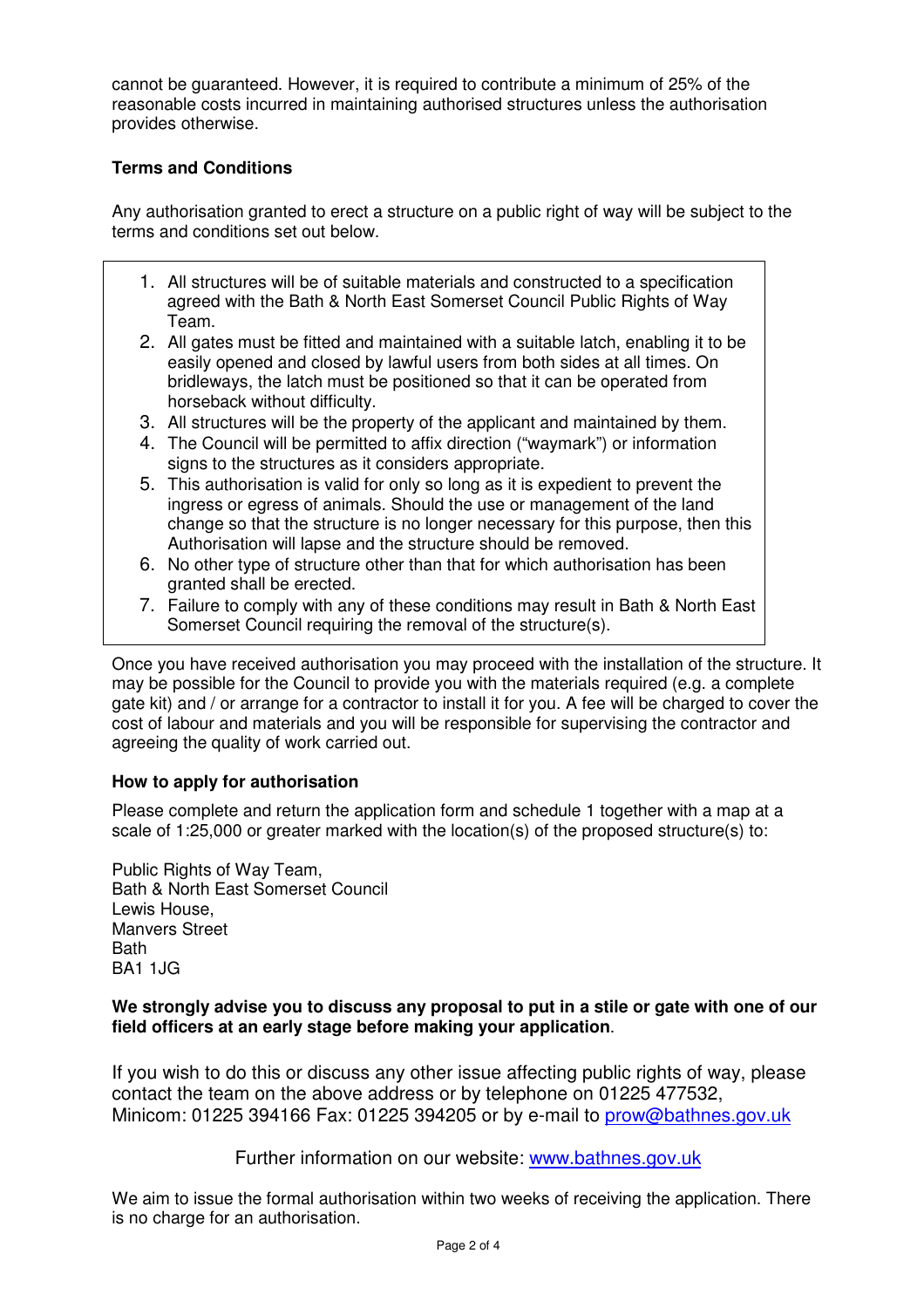cannot be guaranteed. However, it is required to contribute a minimum of 25% of the reasonable costs incurred in maintaining authorised structures unless the authorisation provides otherwise.

**Terms and Conditions**

Any authorisation granted to erect a structure on a public right of way will be subject to the terms and conditions set out below.

1. All structures will be of suitable materials and constructed to a specification agreed with the Bath & North East Somerset Council Public Rights of Way Team.
2. All gates must be fitted and maintained with a suitable latch, enabling it to be easily opened and closed by lawful users from both sides at all times. On bridleways, the latch must be positioned so that it can be operated from horseback without difficulty.
3. All structures will be the property of the applicant and maintained by them.
4. The Council will be permitted to affix direction ("waymark") or information signs to the structures as it considers appropriate.
5. This authorisation is valid for only so long as it is expedient to prevent the ingress or egress of animals. Should the use or management of the land change so that the structure is no longer necessary for this purpose, then this Authorisation will lapse and the structure should be removed.
6. No other type of structure other than that for which authorisation has been granted shall be erected.
7. Failure to comply with any of these conditions may result in Bath & North East Somerset Council requiring the removal of the structure(s).

Once you have received authorisation you may proceed with the installation of the structure. It may be possible for the Council to provide you with the materials required (e.g. a complete gate kit) and / or arrange for a contractor to install it for you. A fee will be charged to cover the cost of labour and materials and you will be responsible for supervising the contractor and agreeing the quality of work carried out.

**How to apply for authorisation**

Please complete and return the application form and schedule 1 together with a map at a scale of 1:25,000 or greater marked with the location(s) of the proposed structure(s) to:

Public Rights of Way Team,
Bath & North East Somerset Council
Lewis House,
Manvers Street
Bath
BA1 1JG

**We strongly advise you to discuss any proposal to put in a stile or gate with one of our field officers at an early stage before making your application**.

If you wish to do this or discuss any other issue affecting public rights of way, please contact the team on the above address or by telephone on 01225 477532, Minicom: 01225 394166 Fax: 01225 394205 or by e-mail to prow@bathnes.gov.uk

Further information on our website: www.bathnes.gov.uk

We aim to issue the formal authorisation within two weeks of receiving the application. There is no charge for an authorisation.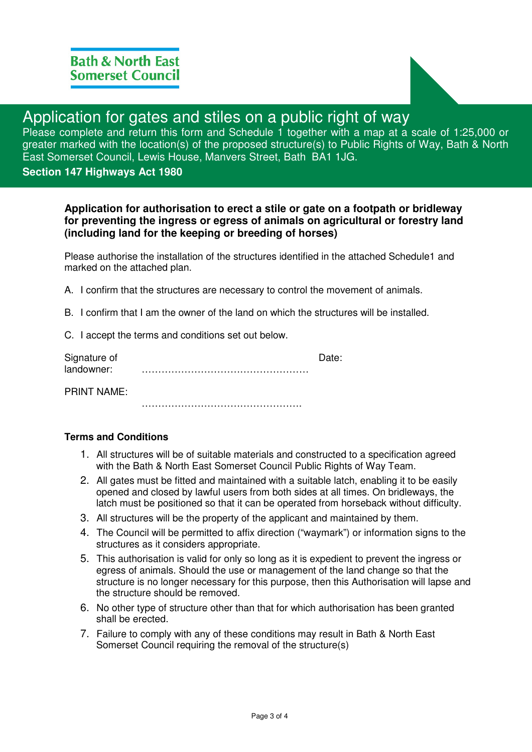Bath & North East Somerset Council

# Application for gates and stiles on a public right of way

Please complete and return this form and Schedule 1 together with a map at a scale of 1:25,000 or greater marked with the location(s) of the proposed structure(s) to Public Rights of Way, Bath & North East Somerset Council, Lewis House, Manvers Street, Bath BA1 1JG.

**Section 147 Highways Act 1980**

**Application for authorisation to erect a stile or gate on a footpath or bridleway for preventing the ingress or egress of animals on agricultural or forestry land (including land for the keeping or breeding of horses)**

Please authorise the installation of the structures identified in the attached Schedule1 and marked on the attached plan.

A. I confirm that the structures are necessary to control the movement of animals.

B. I confirm that I am the owner of the land on which the structures will be installed.

C. I accept the terms and conditions set out below.

Signature of landowner: …………………………………………… Date:

PRINT NAME: ……………………………………………

**Terms and Conditions**

1. All structures will be of suitable materials and constructed to a specification agreed with the Bath & North East Somerset Council Public Rights of Way Team.
2. All gates must be fitted and maintained with a suitable latch, enabling it to be easily opened and closed by lawful users from both sides at all times. On bridleways, the latch must be positioned so that it can be operated from horseback without difficulty.
3. All structures will be the property of the applicant and maintained by them.
4. The Council will be permitted to affix direction ("waymark") or information signs to the structures as it considers appropriate.
5. This authorisation is valid for only so long as it is expedient to prevent the ingress or egress of animals. Should the use or management of the land change so that the structure is no longer necessary for this purpose, then this Authorisation will lapse and the structure should be removed.
6. No other type of structure other than that for which authorisation has been granted shall be erected.
7. Failure to comply with any of these conditions may result in Bath & North East Somerset Council requiring the removal of the structure(s)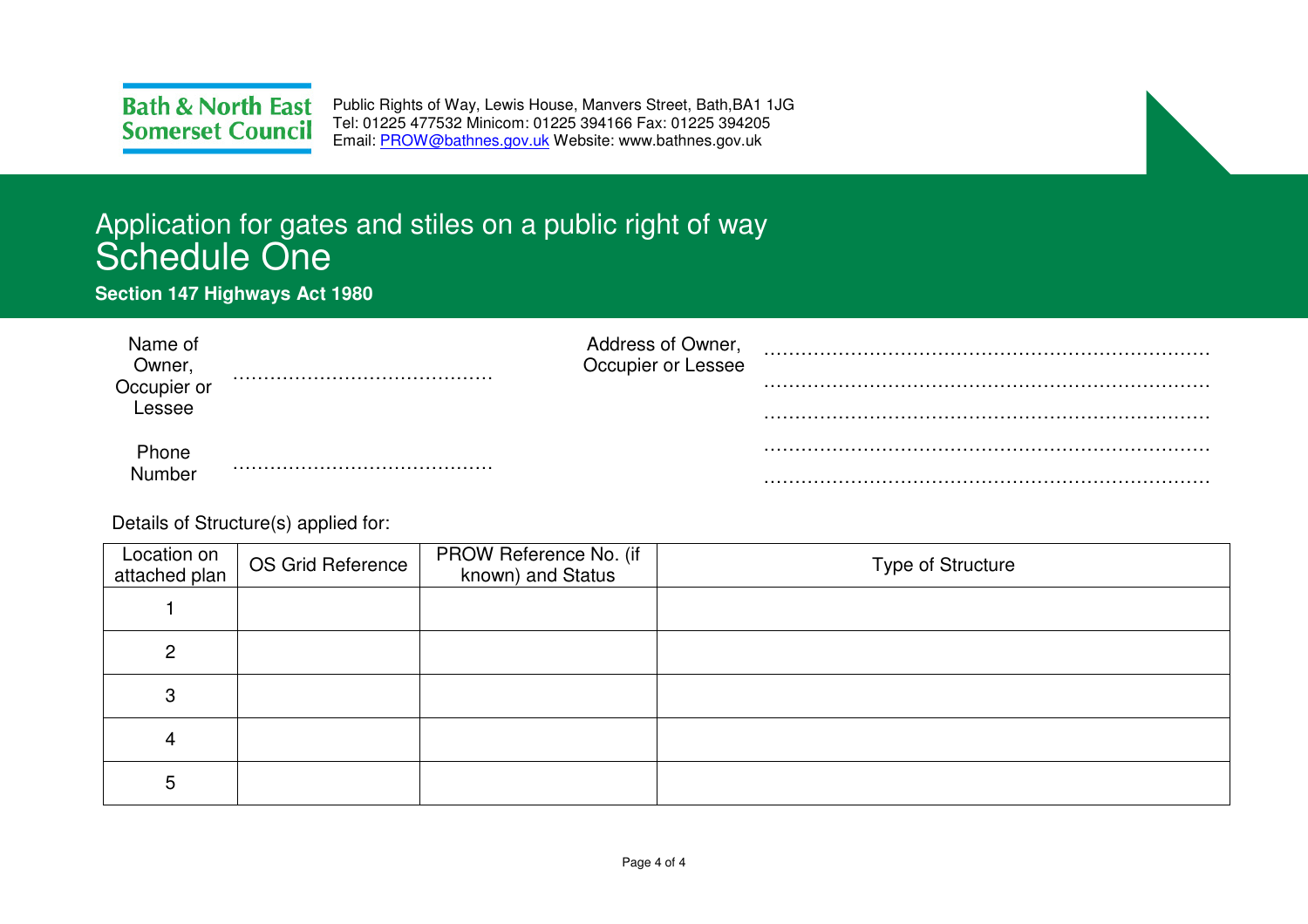Bath & North East Somerset Council

Public Rights of Way, Lewis House, Manvers Street, Bath,BA1 1JG
Tel: 01225 477532 Minicom: 01225 394166 Fax: 01225 394205
Email: PROW@bathnes.gov.uk Website: www.bathnes.gov.uk

# Application for gates and stiles on a public right of way
## Schedule One

**Section 147 Highways Act 1980**

Name of Owner, Occupier or Lessee ……………………………………

Phone Number ……………………………………

Address of Owner, Occupier or Lessee
………………………………………………………………
………………………………………………………………
………………………………………………………………
………………………………………………………………
………………………………………………………………

Details of Structure(s) applied for:

| Location on attached plan | OS Grid Reference | PROW Reference No. (if known) and Status | Type of Structure |
|---|---|---|---|
| 1 | | | |
| 2 | | | |
| 3 | | | |
| 4 | | | |
| 5 | | | |